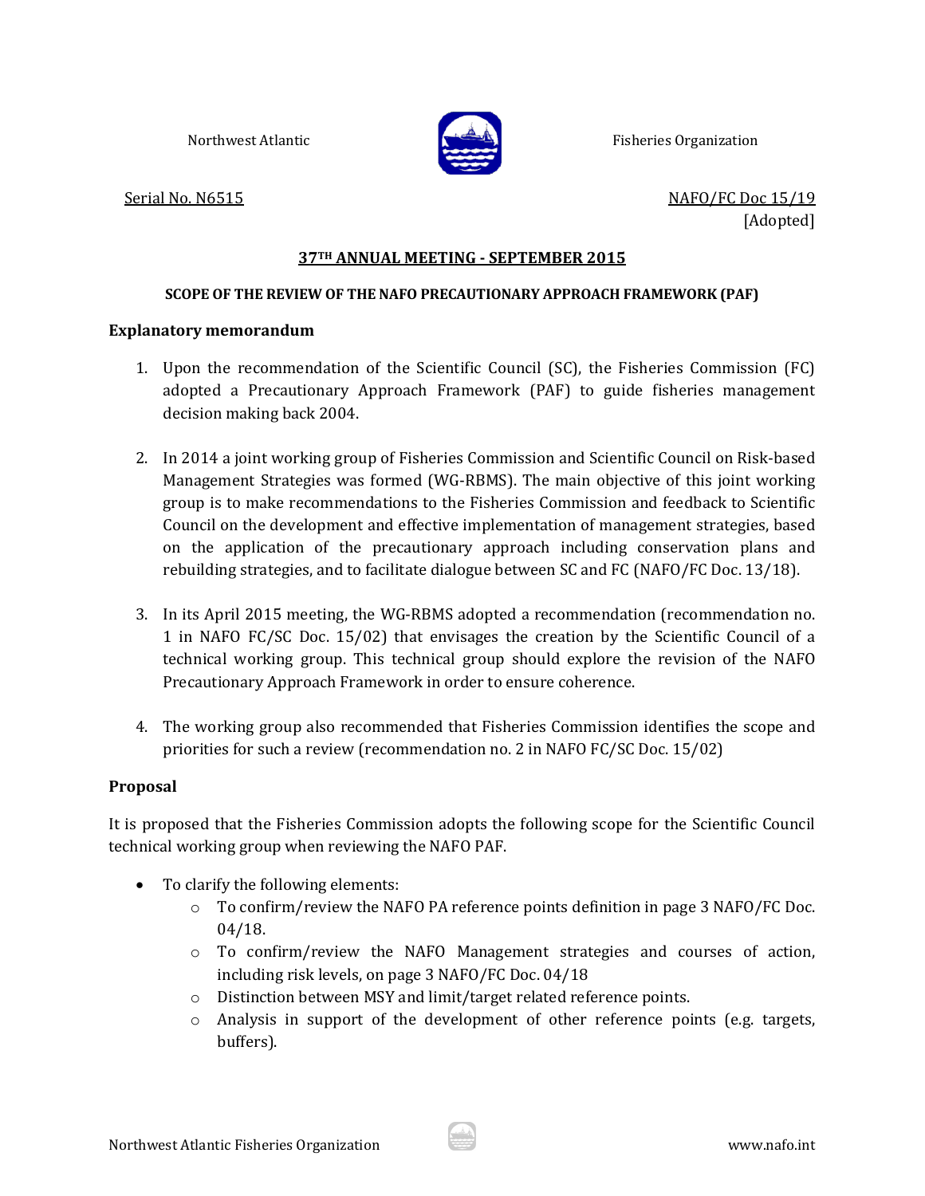Northwest Atlantic Fisheries Organization

Serial No. N6515

NAFO/FC Doc 15/19
[Adopted]

## 37TH ANNUAL MEETING - SEPTEMBER 2015

### SCOPE OF THE REVIEW OF THE NAFO PRECAUTIONARY APPROACH FRAMEWORK (PAF)

**Explanatory memorandum**

1. Upon the recommendation of the Scientific Council (SC), the Fisheries Commission (FC) adopted a Precautionary Approach Framework (PAF) to guide fisheries management decision making back 2004.

2. In 2014 a joint working group of Fisheries Commission and Scientific Council on Risk-based Management Strategies was formed (WG-RBMS). The main objective of this joint working group is to make recommendations to the Fisheries Commission and feedback to Scientific Council on the development and effective implementation of management strategies, based on the application of the precautionary approach including conservation plans and rebuilding strategies, and to facilitate dialogue between SC and FC (NAFO/FC Doc. 13/18).

3. In its April 2015 meeting, the WG-RBMS adopted a recommendation (recommendation no. 1 in NAFO FC/SC Doc. 15/02) that envisages the creation by the Scientific Council of a technical working group. This technical group should explore the revision of the NAFO Precautionary Approach Framework in order to ensure coherence.

4. The working group also recommended that Fisheries Commission identifies the scope and priorities for such a review (recommendation no. 2 in NAFO FC/SC Doc. 15/02)

**Proposal**

It is proposed that the Fisheries Commission adopts the following scope for the Scientific Council technical working group when reviewing the NAFO PAF.

- To clarify the following elements:
  - To confirm/review the NAFO PA reference points definition in page 3 NAFO/FC Doc. 04/18.
  - To confirm/review the NAFO Management strategies and courses of action, including risk levels, on page 3 NAFO/FC Doc. 04/18
  - Distinction between MSY and limit/target related reference points.
  - Analysis in support of the development of other reference points (e.g. targets, buffers).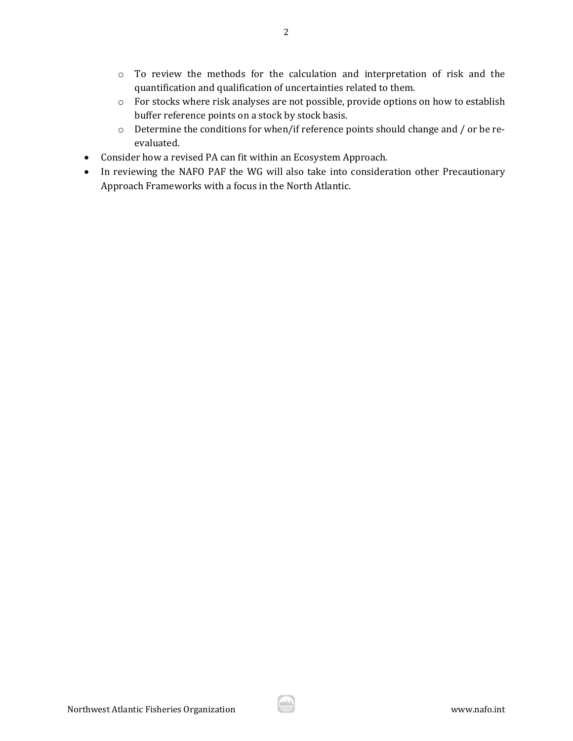- To review the methods for the calculation and interpretation of risk and the quantification and qualification of uncertainties related to them.
  - For stocks where risk analyses are not possible, provide options on how to establish buffer reference points on a stock by stock basis.
  - Determine the conditions for when/if reference points should change and / or be re-evaluated.
- Consider how a revised PA can fit within an Ecosystem Approach.
- In reviewing the NAFO PAF the WG will also take into consideration other Precautionary Approach Frameworks with a focus in the North Atlantic.